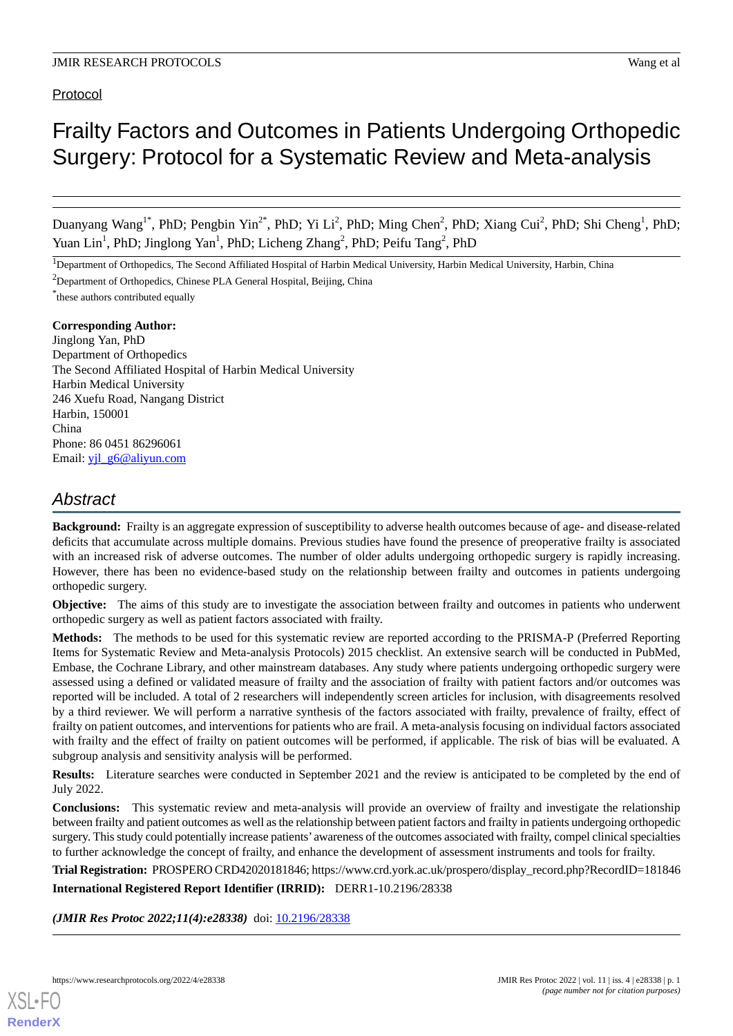Protocol

# Frailty Factors and Outcomes in Patients Undergoing Orthopedic Surgery: Protocol for a Systematic Review and Meta-analysis

Duanyang Wang[1*], PhD; Pengbin Yin[2*], PhD; Yi Li[2], PhD; Ming Chen[2], PhD; Xiang Cui[2], PhD; Shi Cheng[1], PhD; Yuan Lin[1], PhD; Jinglong Yan[1], PhD; Licheng Zhang[2], PhD; Peifu Tang[2], PhD

[1]Department of Orthopedics, The Second Affiliated Hospital of Harbin Medical University, Harbin Medical University, Harbin, China

[2]Department of Orthopedics, Chinese PLA General Hospital, Beijing, China

[*]these authors contributed equally

**Corresponding Author:**
Jinglong Yan, PhD
Department of Orthopedics
The Second Affiliated Hospital of Harbin Medical University
Harbin Medical University
246 Xuefu Road, Nangang District
Harbin, 150001
China
Phone: 86 0451 86296061
Email: yjl_g6@aliyun.com

## Abstract

**Background:** Frailty is an aggregate expression of susceptibility to adverse health outcomes because of age- and disease-related deficits that accumulate across multiple domains. Previous studies have found the presence of preoperative frailty is associated with an increased risk of adverse outcomes. The number of older adults undergoing orthopedic surgery is rapidly increasing. However, there has been no evidence-based study on the relationship between frailty and outcomes in patients undergoing orthopedic surgery.

**Objective:** The aims of this study are to investigate the association between frailty and outcomes in patients who underwent orthopedic surgery as well as patient factors associated with frailty.

**Methods:** The methods to be used for this systematic review are reported according to the PRISMA-P (Preferred Reporting Items for Systematic Review and Meta-analysis Protocols) 2015 checklist. An extensive search will be conducted in PubMed, Embase, the Cochrane Library, and other mainstream databases. Any study where patients undergoing orthopedic surgery were assessed using a defined or validated measure of frailty and the association of frailty with patient factors and/or outcomes was reported will be included. A total of 2 researchers will independently screen articles for inclusion, with disagreements resolved by a third reviewer. We will perform a narrative synthesis of the factors associated with frailty, prevalence of frailty, effect of frailty on patient outcomes, and interventions for patients who are frail. A meta-analysis focusing on individual factors associated with frailty and the effect of frailty on patient outcomes will be performed, if applicable. The risk of bias will be evaluated. A subgroup analysis and sensitivity analysis will be performed.

**Results:** Literature searches were conducted in September 2021 and the review is anticipated to be completed by the end of July 2022.

**Conclusions:** This systematic review and meta-analysis will provide an overview of frailty and investigate the relationship between frailty and patient outcomes as well as the relationship between patient factors and frailty in patients undergoing orthopedic surgery. This study could potentially increase patients' awareness of the outcomes associated with frailty, compel clinical specialties to further acknowledge the concept of frailty, and enhance the development of assessment instruments and tools for frailty.

**Trial Registration:** PROSPERO CRD42020181846; https://www.crd.york.ac.uk/prospero/display_record.php?RecordID=181846

**International Registered Report Identifier (IRRID):** DERR1-10.2196/28338

***(JMIR Res Protoc 2022;11(4):e28338)*** doi: 10.2196/28338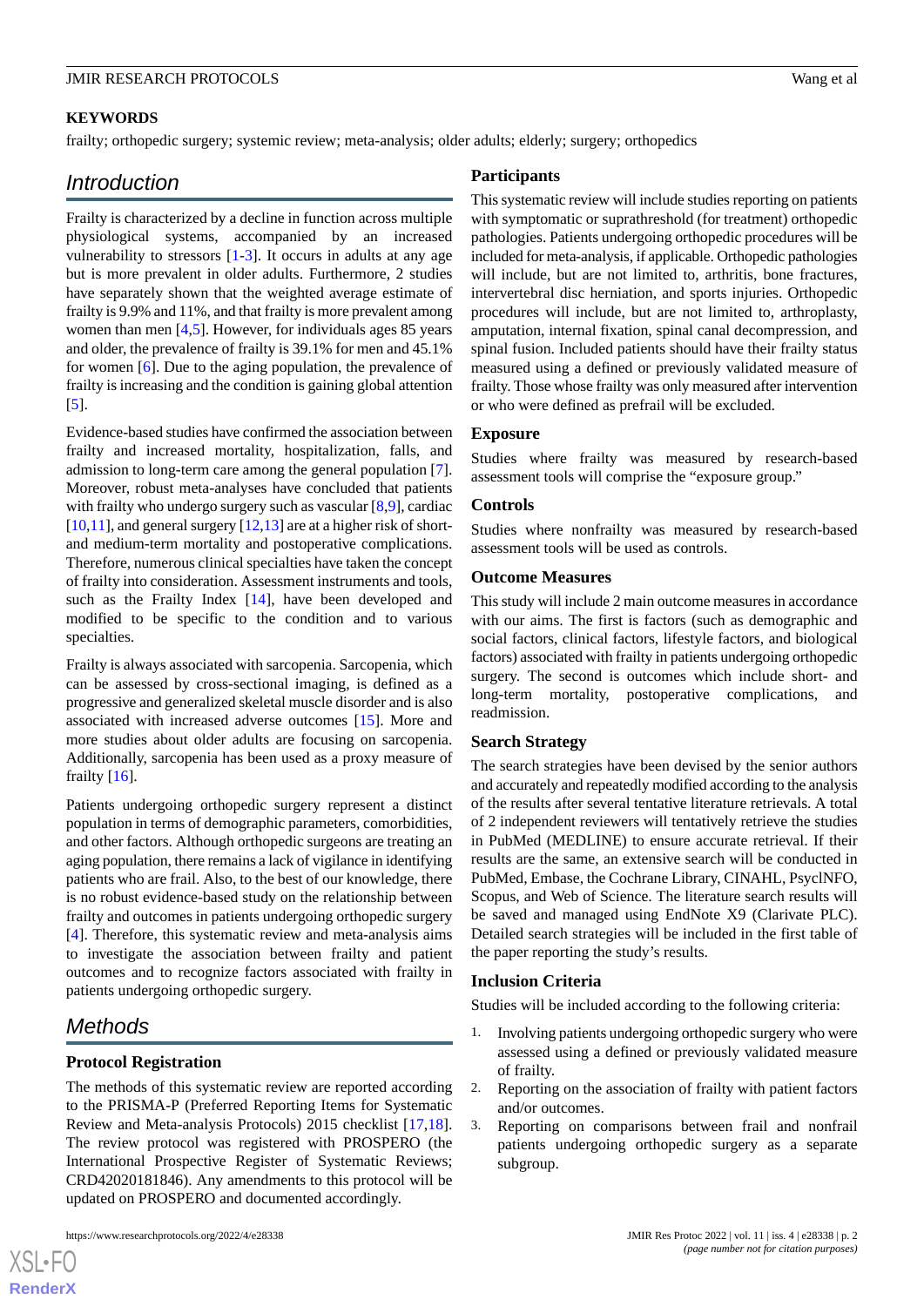**KEYWORDS**

frailty; orthopedic surgery; systemic review; meta-analysis; older adults; elderly; surgery; orthopedics

## Introduction

Frailty is characterized by a decline in function across multiple physiological systems, accompanied by an increased vulnerability to stressors [1-3]. It occurs in adults at any age but is more prevalent in older adults. Furthermore, 2 studies have separately shown that the weighted average estimate of frailty is 9.9% and 11%, and that frailty is more prevalent among women than men [4,5]. However, for individuals ages 85 years and older, the prevalence of frailty is 39.1% for men and 45.1% for women [6]. Due to the aging population, the prevalence of frailty is increasing and the condition is gaining global attention [5].

Evidence-based studies have confirmed the association between frailty and increased mortality, hospitalization, falls, and admission to long-term care among the general population [7]. Moreover, robust meta-analyses have concluded that patients with frailty who undergo surgery such as vascular [8,9], cardiac [10,11], and general surgery [12,13] are at a higher risk of short- and medium-term mortality and postoperative complications. Therefore, numerous clinical specialties have taken the concept of frailty into consideration. Assessment instruments and tools, such as the Frailty Index [14], have been developed and modified to be specific to the condition and to various specialties.

Frailty is always associated with sarcopenia. Sarcopenia, which can be assessed by cross-sectional imaging, is defined as a progressive and generalized skeletal muscle disorder and is also associated with increased adverse outcomes [15]. More and more studies about older adults are focusing on sarcopenia. Additionally, sarcopenia has been used as a proxy measure of frailty [16].

Patients undergoing orthopedic surgery represent a distinct population in terms of demographic parameters, comorbidities, and other factors. Although orthopedic surgeons are treating an aging population, there remains a lack of vigilance in identifying patients who are frail. Also, to the best of our knowledge, there is no robust evidence-based study on the relationship between frailty and outcomes in patients undergoing orthopedic surgery [4]. Therefore, this systematic review and meta-analysis aims to investigate the association between frailty and patient outcomes and to recognize factors associated with frailty in patients undergoing orthopedic surgery.

## Methods

### Protocol Registration

The methods of this systematic review are reported according to the PRISMA-P (Preferred Reporting Items for Systematic Review and Meta-analysis Protocols) 2015 checklist [17,18]. The review protocol was registered with PROSPERO (the International Prospective Register of Systematic Reviews; CRD42020181846). Any amendments to this protocol will be updated on PROSPERO and documented accordingly.

### Participants

This systematic review will include studies reporting on patients with symptomatic or suprathreshold (for treatment) orthopedic pathologies. Patients undergoing orthopedic procedures will be included for meta-analysis, if applicable. Orthopedic pathologies will include, but are not limited to, arthritis, bone fractures, intervertebral disc herniation, and sports injuries. Orthopedic procedures will include, but are not limited to, arthroplasty, amputation, internal fixation, spinal canal decompression, and spinal fusion. Included patients should have their frailty status measured using a defined or previously validated measure of frailty. Those whose frailty was only measured after intervention or who were defined as prefrail will be excluded.

### Exposure

Studies where frailty was measured by research-based assessment tools will comprise the "exposure group."

### Controls

Studies where nonfrailty was measured by research-based assessment tools will be used as controls.

### Outcome Measures

This study will include 2 main outcome measures in accordance with our aims. The first is factors (such as demographic and social factors, clinical factors, lifestyle factors, and biological factors) associated with frailty in patients undergoing orthopedic surgery. The second is outcomes which include short- and long-term mortality, postoperative complications, and readmission.

### Search Strategy

The search strategies have been devised by the senior authors and accurately and repeatedly modified according to the analysis of the results after several tentative literature retrievals. A total of 2 independent reviewers will tentatively retrieve the studies in PubMed (MEDLINE) to ensure accurate retrieval. If their results are the same, an extensive search will be conducted in PubMed, Embase, the Cochrane Library, CINAHL, PsycINFO, Scopus, and Web of Science. The literature search results will be saved and managed using EndNote X9 (Clarivate PLC). Detailed search strategies will be included in the first table of the paper reporting the study's results.

### Inclusion Criteria

Studies will be included according to the following criteria:

1. Involving patients undergoing orthopedic surgery who were assessed using a defined or previously validated measure of frailty.
2. Reporting on the association of frailty with patient factors and/or outcomes.
3. Reporting on comparisons between frail and nonfrail patients undergoing orthopedic surgery as a separate subgroup.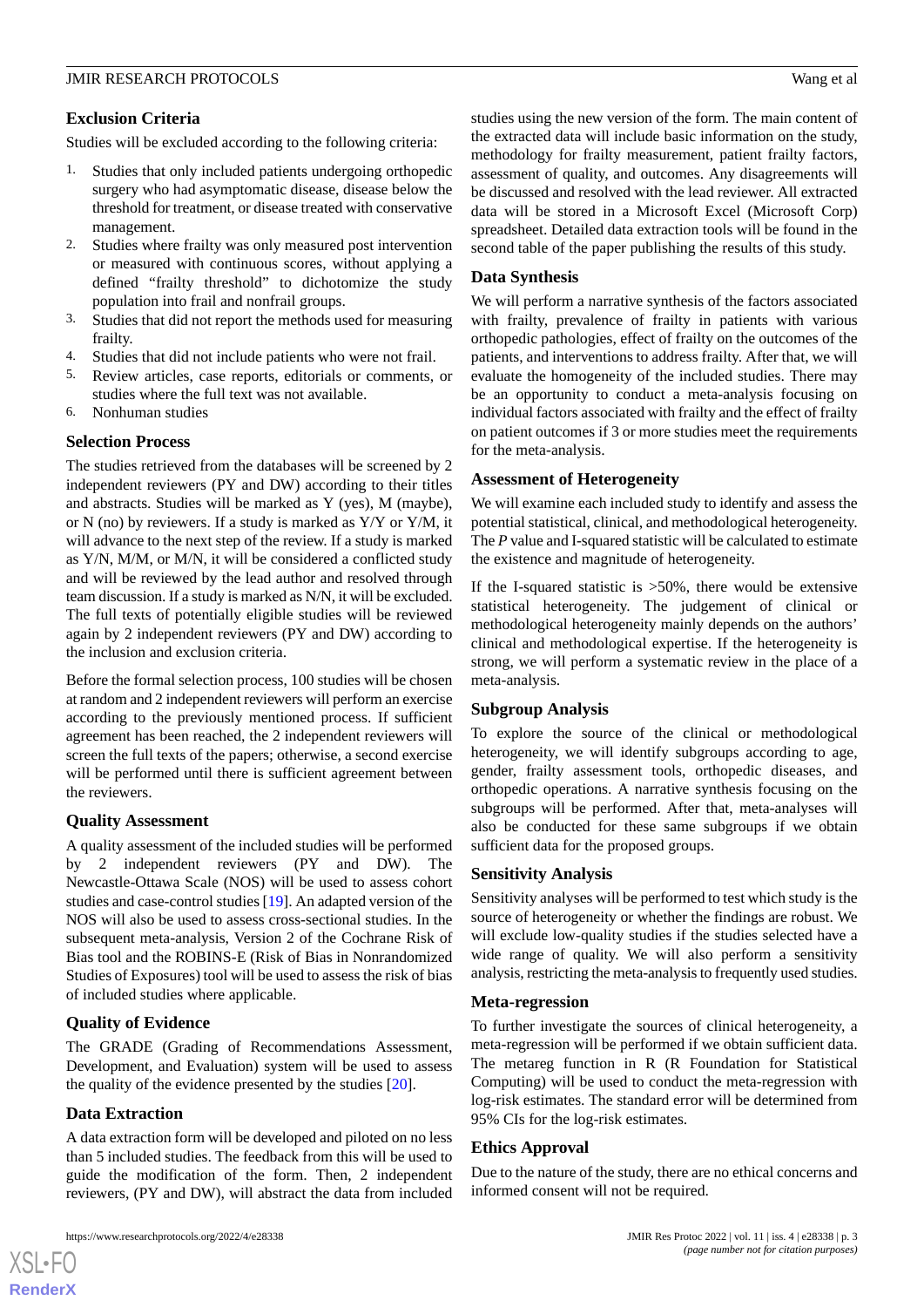### Exclusion Criteria

Studies will be excluded according to the following criteria:

1. Studies that only included patients undergoing orthopedic surgery who had asymptomatic disease, disease below the threshold for treatment, or disease treated with conservative management.
2. Studies where frailty was only measured post intervention or measured with continuous scores, without applying a defined "frailty threshold" to dichotomize the study population into frail and nonfrail groups.
3. Studies that did not report the methods used for measuring frailty.
4. Studies that did not include patients who were not frail.
5. Review articles, case reports, editorials or comments, or studies where the full text was not available.
6. Nonhuman studies

### Selection Process

The studies retrieved from the databases will be screened by 2 independent reviewers (PY and DW) according to their titles and abstracts. Studies will be marked as Y (yes), M (maybe), or N (no) by reviewers. If a study is marked as Y/Y or Y/M, it will advance to the next step of the review. If a study is marked as Y/N, M/M, or M/N, it will be considered a conflicted study and will be reviewed by the lead author and resolved through team discussion. If a study is marked as N/N, it will be excluded. The full texts of potentially eligible studies will be reviewed again by 2 independent reviewers (PY and DW) according to the inclusion and exclusion criteria.

Before the formal selection process, 100 studies will be chosen at random and 2 independent reviewers will perform an exercise according to the previously mentioned process. If sufficient agreement has been reached, the 2 independent reviewers will screen the full texts of the papers; otherwise, a second exercise will be performed until there is sufficient agreement between the reviewers.

### Quality Assessment

A quality assessment of the included studies will be performed by 2 independent reviewers (PY and DW). The Newcastle-Ottawa Scale (NOS) will be used to assess cohort studies and case-control studies [19]. An adapted version of the NOS will also be used to assess cross-sectional studies. In the subsequent meta-analysis, Version 2 of the Cochrane Risk of Bias tool and the ROBINS-E (Risk of Bias in Nonrandomized Studies of Exposures) tool will be used to assess the risk of bias of included studies where applicable.

### Quality of Evidence

The GRADE (Grading of Recommendations Assessment, Development, and Evaluation) system will be used to assess the quality of the evidence presented by the studies [20].

### Data Extraction

A data extraction form will be developed and piloted on no less than 5 included studies. The feedback from this will be used to guide the modification of the form. Then, 2 independent reviewers, (PY and DW), will abstract the data from included studies using the new version of the form. The main content of the extracted data will include basic information on the study, methodology for frailty measurement, patient frailty factors, assessment of quality, and outcomes. Any disagreements will be discussed and resolved with the lead reviewer. All extracted data will be stored in a Microsoft Excel (Microsoft Corp) spreadsheet. Detailed data extraction tools will be found in the second table of the paper publishing the results of this study.

### Data Synthesis

We will perform a narrative synthesis of the factors associated with frailty, prevalence of frailty in patients with various orthopedic pathologies, effect of frailty on the outcomes of the patients, and interventions to address frailty. After that, we will evaluate the homogeneity of the included studies. There may be an opportunity to conduct a meta-analysis focusing on individual factors associated with frailty and the effect of frailty on patient outcomes if 3 or more studies meet the requirements for the meta-analysis.

### Assessment of Heterogeneity

We will examine each included study to identify and assess the potential statistical, clinical, and methodological heterogeneity. The *P* value and I-squared statistic will be calculated to estimate the existence and magnitude of heterogeneity.

If the I-squared statistic is >50%, there would be extensive statistical heterogeneity. The judgement of clinical or methodological heterogeneity mainly depends on the authors' clinical and methodological expertise. If the heterogeneity is strong, we will perform a systematic review in the place of a meta-analysis.

### Subgroup Analysis

To explore the source of the clinical or methodological heterogeneity, we will identify subgroups according to age, gender, frailty assessment tools, orthopedic diseases, and orthopedic operations. A narrative synthesis focusing on the subgroups will be performed. After that, meta-analyses will also be conducted for these same subgroups if we obtain sufficient data for the proposed groups.

### Sensitivity Analysis

Sensitivity analyses will be performed to test which study is the source of heterogeneity or whether the findings are robust. We will exclude low-quality studies if the studies selected have a wide range of quality. We will also perform a sensitivity analysis, restricting the meta-analysis to frequently used studies.

### Meta-regression

To further investigate the sources of clinical heterogeneity, a meta-regression will be performed if we obtain sufficient data. The metareg function in R (R Foundation for Statistical Computing) will be used to conduct the meta-regression with log-risk estimates. The standard error will be determined from 95% CIs for the log-risk estimates.

### Ethics Approval

Due to the nature of the study, there are no ethical concerns and informed consent will not be required.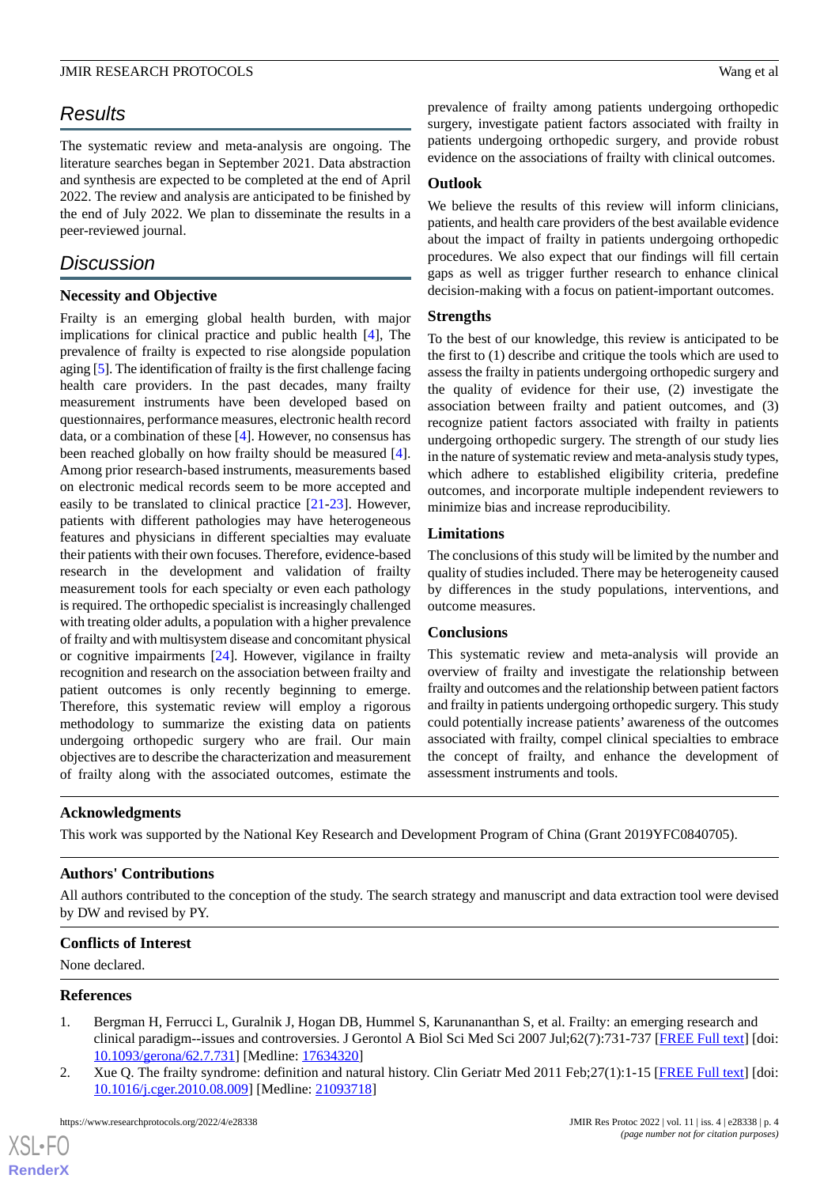## Results

The systematic review and meta-analysis are ongoing. The literature searches began in September 2021. Data abstraction and synthesis are expected to be completed at the end of April 2022. The review and analysis are anticipated to be finished by the end of July 2022. We plan to disseminate the results in a peer-reviewed journal.

## Discussion

### Necessity and Objective

Frailty is an emerging global health burden, with major implications for clinical practice and public health [4], The prevalence of frailty is expected to rise alongside population aging [5]. The identification of frailty is the first challenge facing health care providers. In the past decades, many frailty measurement instruments have been developed based on questionnaires, performance measures, electronic health record data, or a combination of these [4]. However, no consensus has been reached globally on how frailty should be measured [4]. Among prior research-based instruments, measurements based on electronic medical records seem to be more accepted and easily to be translated to clinical practice [21-23]. However, patients with different pathologies may have heterogeneous features and physicians in different specialties may evaluate their patients with their own focuses. Therefore, evidence-based research in the development and validation of frailty measurement tools for each specialty or even each pathology is required. The orthopedic specialist is increasingly challenged with treating older adults, a population with a higher prevalence of frailty and with multisystem disease and concomitant physical or cognitive impairments [24]. However, vigilance in frailty recognition and research on the association between frailty and patient outcomes is only recently beginning to emerge. Therefore, this systematic review will employ a rigorous methodology to summarize the existing data on patients undergoing orthopedic surgery who are frail. Our main objectives are to describe the characterization and measurement of frailty along with the associated outcomes, estimate the prevalence of frailty among patients undergoing orthopedic surgery, investigate patient factors associated with frailty in patients undergoing orthopedic surgery, and provide robust evidence on the associations of frailty with clinical outcomes.

### Outlook

We believe the results of this review will inform clinicians, patients, and health care providers of the best available evidence about the impact of frailty in patients undergoing orthopedic procedures. We also expect that our findings will fill certain gaps as well as trigger further research to enhance clinical decision-making with a focus on patient-important outcomes.

### Strengths

To the best of our knowledge, this review is anticipated to be the first to (1) describe and critique the tools which are used to assess the frailty in patients undergoing orthopedic surgery and the quality of evidence for their use, (2) investigate the association between frailty and patient outcomes, and (3) recognize patient factors associated with frailty in patients undergoing orthopedic surgery. The strength of our study lies in the nature of systematic review and meta-analysis study types, which adhere to established eligibility criteria, predefine outcomes, and incorporate multiple independent reviewers to minimize bias and increase reproducibility.

### Limitations

The conclusions of this study will be limited by the number and quality of studies included. There may be heterogeneity caused by differences in the study populations, interventions, and outcome measures.

### Conclusions

This systematic review and meta-analysis will provide an overview of frailty and investigate the relationship between frailty and outcomes and the relationship between patient factors and frailty in patients undergoing orthopedic surgery. This study could potentially increase patients' awareness of the outcomes associated with frailty, compel clinical specialties to embrace the concept of frailty, and enhance the development of assessment instruments and tools.

### Acknowledgments

This work was supported by the National Key Research and Development Program of China (Grant 2019YFC0840705).

### Authors' Contributions

All authors contributed to the conception of the study. The search strategy and manuscript and data extraction tool were devised by DW and revised by PY.

### Conflicts of Interest

None declared.

### References

1. Bergman H, Ferrucci L, Guralnik J, Hogan DB, Hummel S, Karunananthan S, et al. Frailty: an emerging research and clinical paradigm--issues and controversies. J Gerontol A Biol Sci Med Sci 2007 Jul;62(7):731-737 [FREE Full text] [doi: 10.1093/gerona/62.7.731] [Medline: 17634320]
2. Xue Q. The frailty syndrome: definition and natural history. Clin Geriatr Med 2011 Feb;27(1):1-15 [FREE Full text] [doi: 10.1016/j.cger.2010.08.009] [Medline: 21093718]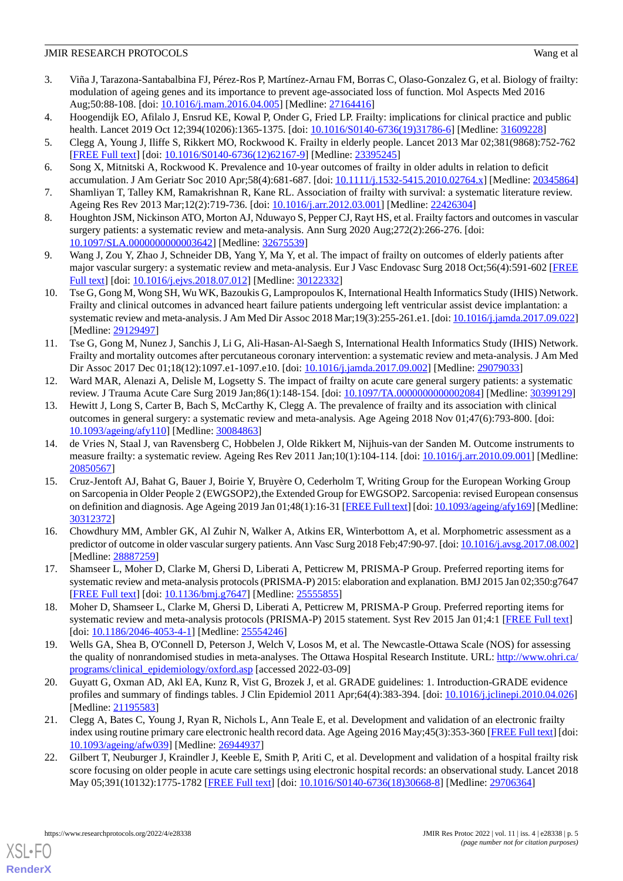3. Viña J, Tarazona-Santabalbina FJ, Pérez-Ros P, Martínez-Arnau FM, Borras C, Olaso-Gonzalez G, et al. Biology of frailty: modulation of ageing genes and its importance to prevent age-associated loss of function. Mol Aspects Med 2016 Aug;50:88-108. [doi: 10.1016/j.mam.2016.04.005] [Medline: 27164416]
4. Hoogendijk EO, Afilalo J, Ensrud KE, Kowal P, Onder G, Fried LP. Frailty: implications for clinical practice and public health. Lancet 2019 Oct 12;394(10206):1365-1375. [doi: 10.1016/S0140-6736(19)31786-6] [Medline: 31609228]
5. Clegg A, Young J, Iliffe S, Rikkert MO, Rockwood K. Frailty in elderly people. Lancet 2013 Mar 02;381(9868):752-762 [FREE Full text] [doi: 10.1016/S0140-6736(12)62167-9] [Medline: 23395245]
6. Song X, Mitnitski A, Rockwood K. Prevalence and 10-year outcomes of frailty in older adults in relation to deficit accumulation. J Am Geriatr Soc 2010 Apr;58(4):681-687. [doi: 10.1111/j.1532-5415.2010.02764.x] [Medline: 20345864]
7. Shamliyan T, Talley KM, Ramakrishnan R, Kane RL. Association of frailty with survival: a systematic literature review. Ageing Res Rev 2013 Mar;12(2):719-736. [doi: 10.1016/j.arr.2012.03.001] [Medline: 22426304]
8. Houghton JSM, Nickinson ATO, Morton AJ, Nduwayo S, Pepper CJ, Rayt HS, et al. Frailty factors and outcomes in vascular surgery patients: a systematic review and meta-analysis. Ann Surg 2020 Aug;272(2):266-276. [doi: 10.1097/SLA.0000000000003642] [Medline: 32675539]
9. Wang J, Zou Y, Zhao J, Schneider DB, Yang Y, Ma Y, et al. The impact of frailty on outcomes of elderly patients after major vascular surgery: a systematic review and meta-analysis. Eur J Vasc Endovasc Surg 2018 Oct;56(4):591-602 [FREE Full text] [doi: 10.1016/j.ejvs.2018.07.012] [Medline: 30122332]
10. Tse G, Gong M, Wong SH, Wu WK, Bazoukis G, Lampropoulos K, International Health Informatics Study (IHIS) Network. Frailty and clinical outcomes in advanced heart failure patients undergoing left ventricular assist device implantation: a systematic review and meta-analysis. J Am Med Dir Assoc 2018 Mar;19(3):255-261.e1. [doi: 10.1016/j.jamda.2017.09.022] [Medline: 29129497]
11. Tse G, Gong M, Nunez J, Sanchis J, Li G, Ali-Hasan-Al-Saegh S, International Health Informatics Study (IHIS) Network. Frailty and mortality outcomes after percutaneous coronary intervention: a systematic review and meta-analysis. J Am Med Dir Assoc 2017 Dec 01;18(12):1097.e1-1097.e10. [doi: 10.1016/j.jamda.2017.09.002] [Medline: 29079033]
12. Ward MAR, Alenazi A, Delisle M, Logsetty S. The impact of frailty on acute care general surgery patients: a systematic review. J Trauma Acute Care Surg 2019 Jan;86(1):148-154. [doi: 10.1097/TA.0000000000002084] [Medline: 30399129]
13. Hewitt J, Long S, Carter B, Bach S, McCarthy K, Clegg A. The prevalence of frailty and its association with clinical outcomes in general surgery: a systematic review and meta-analysis. Age Ageing 2018 Nov 01;47(6):793-800. [doi: 10.1093/ageing/afy110] [Medline: 30084863]
14. de Vries N, Staal J, van Ravensberg C, Hobbelen J, Olde Rikkert M, Nijhuis-van der Sanden M. Outcome instruments to measure frailty: a systematic review. Ageing Res Rev 2011 Jan;10(1):104-114. [doi: 10.1016/j.arr.2010.09.001] [Medline: 20850567]
15. Cruz-Jentoft AJ, Bahat G, Bauer J, Boirie Y, Bruyère O, Cederholm T, Writing Group for the European Working Group on Sarcopenia in Older People 2 (EWGSOP2),the Extended Group for EWGSOP2. Sarcopenia: revised European consensus on definition and diagnosis. Age Ageing 2019 Jan 01;48(1):16-31 [FREE Full text] [doi: 10.1093/ageing/afy169] [Medline: 30312372]
16. Chowdhury MM, Ambler GK, Al Zuhir N, Walker A, Atkins ER, Winterbottom A, et al. Morphometric assessment as a predictor of outcome in older vascular surgery patients. Ann Vasc Surg 2018 Feb;47:90-97. [doi: 10.1016/j.avsg.2017.08.002] [Medline: 28887259]
17. Shamseer L, Moher D, Clarke M, Ghersi D, Liberati A, Petticrew M, PRISMA-P Group. Preferred reporting items for systematic review and meta-analysis protocols (PRISMA-P) 2015: elaboration and explanation. BMJ 2015 Jan 02;350:g7647 [FREE Full text] [doi: 10.1136/bmj.g7647] [Medline: 25555855]
18. Moher D, Shamseer L, Clarke M, Ghersi D, Liberati A, Petticrew M, PRISMA-P Group. Preferred reporting items for systematic review and meta-analysis protocols (PRISMA-P) 2015 statement. Syst Rev 2015 Jan 01;4:1 [FREE Full text] [doi: 10.1186/2046-4053-4-1] [Medline: 25554246]
19. Wells GA, Shea B, O'Connell D, Peterson J, Welch V, Losos M, et al. The Newcastle-Ottawa Scale (NOS) for assessing the quality of nonrandomised studies in meta-analyses. The Ottawa Hospital Research Institute. URL: http://www.ohri.ca/programs/clinical_epidemiology/oxford.asp [accessed 2022-03-09]
20. Guyatt G, Oxman AD, Akl EA, Kunz R, Vist G, Brozek J, et al. GRADE guidelines: 1. Introduction-GRADE evidence profiles and summary of findings tables. J Clin Epidemiol 2011 Apr;64(4):383-394. [doi: 10.1016/j.jclinepi.2010.04.026] [Medline: 21195583]
21. Clegg A, Bates C, Young J, Ryan R, Nichols L, Ann Teale E, et al. Development and validation of an electronic frailty index using routine primary care electronic health record data. Age Ageing 2016 May;45(3):353-360 [FREE Full text] [doi: 10.1093/ageing/afw039] [Medline: 26944937]
22. Gilbert T, Neuburger J, Kraindler J, Keeble E, Smith P, Ariti C, et al. Development and validation of a hospital frailty risk score focusing on older people in acute care settings using electronic hospital records: an observational study. Lancet 2018 May 05;391(10132):1775-1782 [FREE Full text] [doi: 10.1016/S0140-6736(18)30668-8] [Medline: 29706364]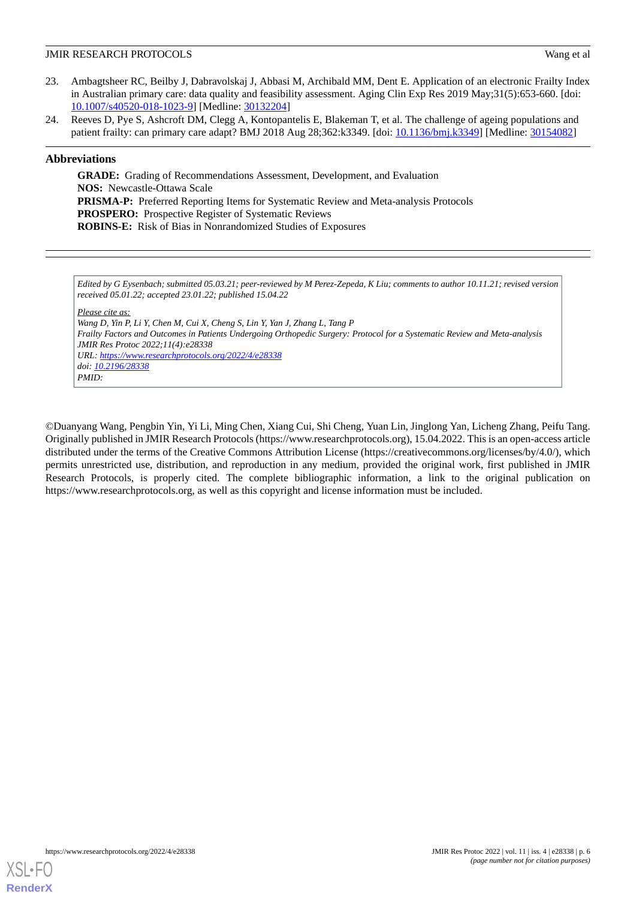23. Ambagtsheer RC, Beilby J, Dabravolskaj J, Abbasi M, Archibald MM, Dent E. Application of an electronic Frailty Index in Australian primary care: data quality and feasibility assessment. Aging Clin Exp Res 2019 May;31(5):653-660. [doi: 10.1007/s40520-018-1023-9] [Medline: 30132204]
24. Reeves D, Pye S, Ashcroft DM, Clegg A, Kontopantelis E, Blakeman T, et al. The challenge of ageing populations and patient frailty: can primary care adapt? BMJ 2018 Aug 28;362:k3349. [doi: 10.1136/bmj.k3349] [Medline: 30154082]

## Abbreviations

**GRADE:** Grading of Recommendations Assessment, Development, and Evaluation
**NOS:** Newcastle-Ottawa Scale
**PRISMA-P:** Preferred Reporting Items for Systematic Review and Meta-analysis Protocols
**PROSPERO:** Prospective Register of Systematic Reviews
**ROBINS-E:** Risk of Bias in Nonrandomized Studies of Exposures

---

*Edited by G Eysenbach; submitted 05.03.21; peer-reviewed by M Perez-Zepeda, K Liu; comments to author 10.11.21; revised version received 05.01.22; accepted 23.01.22; published 15.04.22*

*Please cite as:*
*Wang D, Yin P, Li Y, Chen M, Cui X, Cheng S, Lin Y, Yan J, Zhang L, Tang P*
*Frailty Factors and Outcomes in Patients Undergoing Orthopedic Surgery: Protocol for a Systematic Review and Meta-analysis*
*JMIR Res Protoc 2022;11(4):e28338*
*URL: https://www.researchprotocols.org/2022/4/e28338*
*doi: 10.2196/28338*
*PMID:*

©Duanyang Wang, Pengbin Yin, Yi Li, Ming Chen, Xiang Cui, Shi Cheng, Yuan Lin, Jinglong Yan, Licheng Zhang, Peifu Tang. Originally published in JMIR Research Protocols (https://www.researchprotocols.org), 15.04.2022. This is an open-access article distributed under the terms of the Creative Commons Attribution License (https://creativecommons.org/licenses/by/4.0/), which permits unrestricted use, distribution, and reproduction in any medium, provided the original work, first published in JMIR Research Protocols, is properly cited. The complete bibliographic information, a link to the original publication on https://www.researchprotocols.org, as well as this copyright and license information must be included.